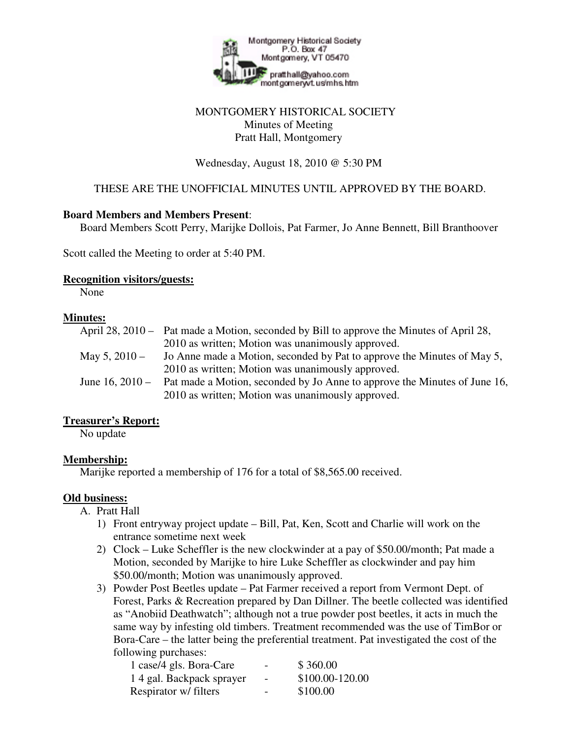Montgomery Historical Society
P.O. Box 47
Montgomery, VT 05470
pratthall@yahoo.com
montgomeryvt.us/mhs.htm

# MONTGOMERY HISTORICAL SOCIETY
Minutes of Meeting
Pratt Hall, Montgomery

Wednesday, August 18, 2010 @ 5:30 PM

THESE ARE THE UNOFFICIAL MINUTES UNTIL APPROVED BY THE BOARD.

**Board Members and Members Present**:
Board Members Scott Perry, Marijke Dollois, Pat Farmer, Jo Anne Bennett, Bill Branthoover

Scott called the Meeting to order at 5:40 PM.

**Recognition visitors/guests:**
None

**Minutes:**

April 28, 2010 – Pat made a Motion, seconded by Bill to approve the Minutes of April 28, 2010 as written; Motion was unanimously approved.

May 5, 2010 – Jo Anne made a Motion, seconded by Pat to approve the Minutes of May 5, 2010 as written; Motion was unanimously approved.

June 16, 2010 – Pat made a Motion, seconded by Jo Anne to approve the Minutes of June 16, 2010 as written; Motion was unanimously approved.

**Treasurer's Report:**
No update

**Membership:**
Marijke reported a membership of 176 for a total of $8,565.00 received.

**Old business:**

A. Pratt Hall
1) Front entryway project update – Bill, Pat, Ken, Scott and Charlie will work on the entrance sometime next week
2) Clock – Luke Scheffler is the new clockwinder at a pay of $50.00/month; Pat made a Motion, seconded by Marijke to hire Luke Scheffler as clockwinder and pay him $50.00/month; Motion was unanimously approved.
3) Powder Post Beetles update – Pat Farmer received a report from Vermont Dept. of Forest, Parks & Recreation prepared by Dan Dillner. The beetle collected was identified as "Anobiid Deathwatch"; although not a true powder post beetles, it acts in much the same way by infesting old timbers. Treatment recommended was the use of TimBor or Bora-Care – the latter being the preferential treatment. Pat investigated the cost of the following purchases:

| | | |
|---|---|---|
| 1 case/4 gls. Bora-Care | - | $ 360.00 |
| 1 4 gal. Backpack sprayer | - | $100.00-120.00 |
| Respirator w/ filters | - | $100.00 |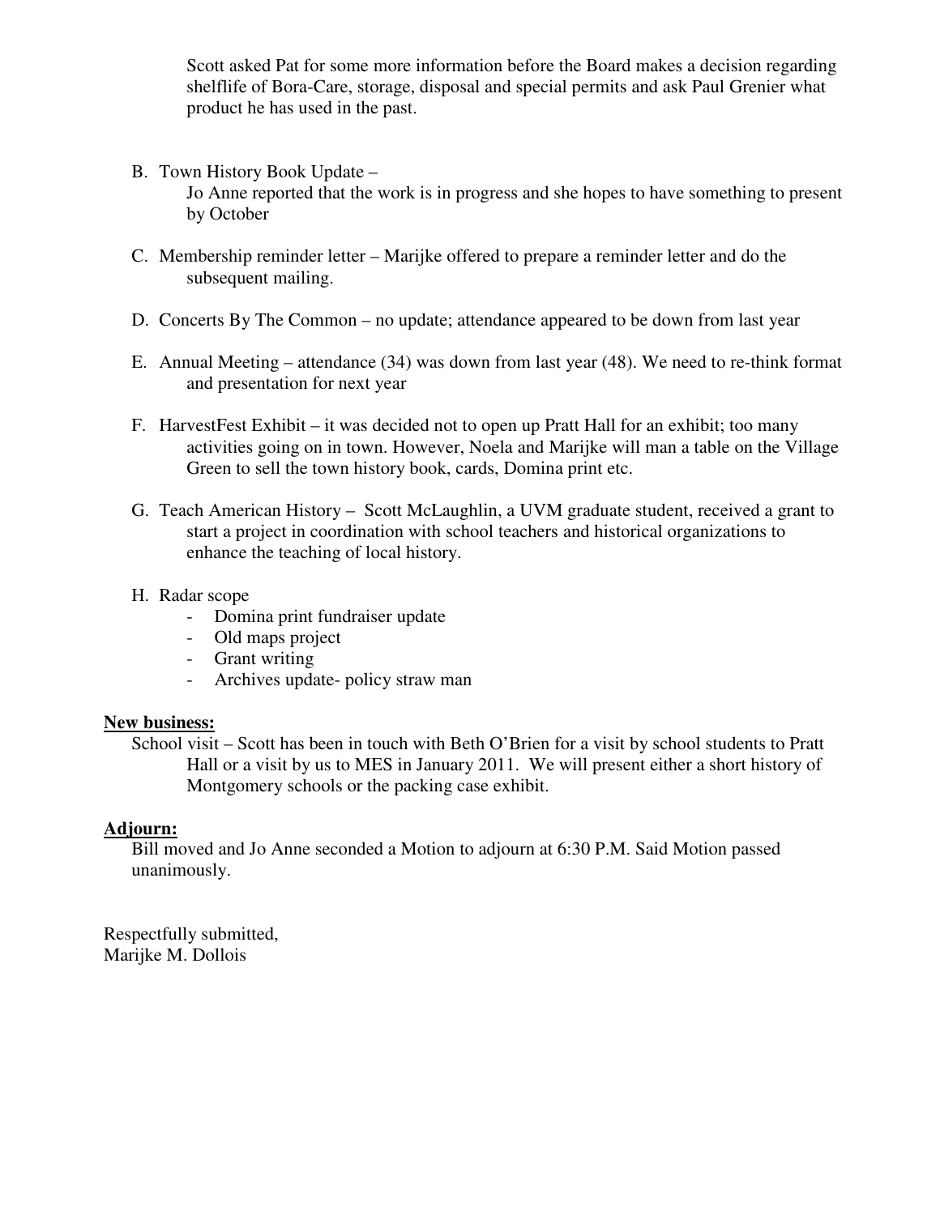Scott asked Pat for some more information before the Board makes a decision regarding shelflife of Bora-Care, storage, disposal and special permits and ask Paul Grenier what product he has used in the past.

B. Town History Book Update –
   Jo Anne reported that the work is in progress and she hopes to have something to present by October

C. Membership reminder letter – Marijke offered to prepare a reminder letter and do the subsequent mailing.

D. Concerts By The Common – no update; attendance appeared to be down from last year

E. Annual Meeting – attendance (34) was down from last year (48). We need to re-think format and presentation for next year

F. HarvestFest Exhibit – it was decided not to open up Pratt Hall for an exhibit; too many activities going on in town. However, Noela and Marijke will man a table on the Village Green to sell the town history book, cards, Domina print etc.

G. Teach American History – Scott McLaughlin, a UVM graduate student, received a grant to start a project in coordination with school teachers and historical organizations to enhance the teaching of local history.

H. Radar scope
   - Domina print fundraiser update
   - Old maps project
   - Grant writing
   - Archives update- policy straw man

**New business:**

School visit – Scott has been in touch with Beth O'Brien for a visit by school students to Pratt Hall or a visit by us to MES in January 2011. We will present either a short history of Montgomery schools or the packing case exhibit.

**Adjourn:**

Bill moved and Jo Anne seconded a Motion to adjourn at 6:30 P.M. Said Motion passed unanimously.

Respectfully submitted,
Marijke M. Dollois